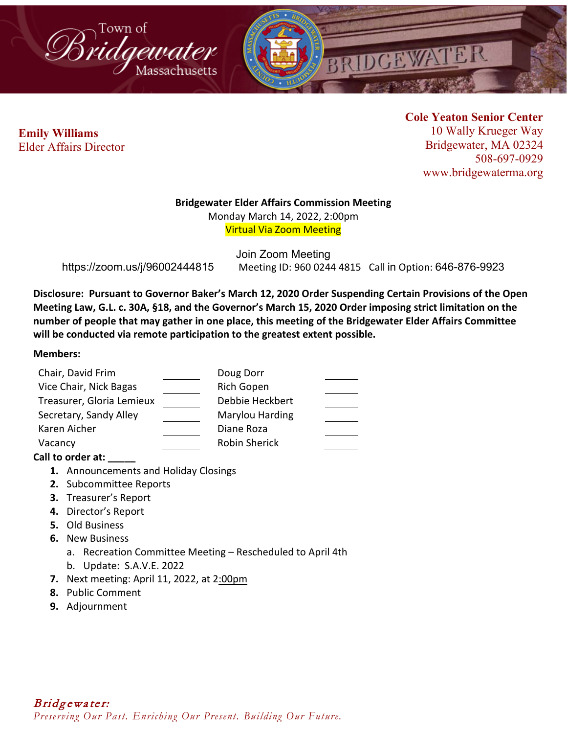Town of Bridgewater Massachusetts

**Emily Williams**
Elder Affairs Director

**Cole Yeaton Senior Center**
10 Wally Krueger Way
Bridgewater, MA 02324
508-697-0929
www.bridgewaterma.org

**Bridgewater Elder Affairs Commission Meeting**
Monday March 14, 2022, 2:00pm
Virtual Via Zoom Meeting

Join Zoom Meeting
https://zoom.us/j/96002444815 Meeting ID: 960 0244 4815 Call in Option: 646-876-9923

**Disclosure: Pursuant to Governor Baker's March 12, 2020 Order Suspending Certain Provisions of the Open Meeting Law, G.L. c. 30A, §18, and the Governor's March 15, 2020 Order imposing strict limitation on the number of people that may gather in one place, this meeting of the Bridgewater Elder Affairs Committee will be conducted via remote participation to the greatest extent possible.**

**Members:**

| | | | |
|---|---|---|---|
| Chair, David Frim | ______ | Doug Dorr | ______ |
| Vice Chair, Nick Bagas | ______ | Rich Gopen | ______ |
| Treasurer, Gloria Lemieux | ______ | Debbie Heckbert | ______ |
| Secretary, Sandy Alley | ______ | Marylou Harding | ______ |
| Karen Aicher | ______ | Diane Roza | ______ |
| Vacancy | ______ | Robin Sherick | ______ |

**Call to order at: _____**

1. Announcements and Holiday Closings
2. Subcommittee Reports
3. Treasurer's Report
4. Director's Report
5. Old Business
6. New Business
   a. Recreation Committee Meeting – Rescheduled to April 4th
   b. Update: S.A.V.E. 2022
7. Next meeting: April 11, 2022, at 2:00pm
8. Public Comment
9. Adjournment

*Bridgewater:*
*Preserving Our Past. Enriching Our Present. Building Our Future.*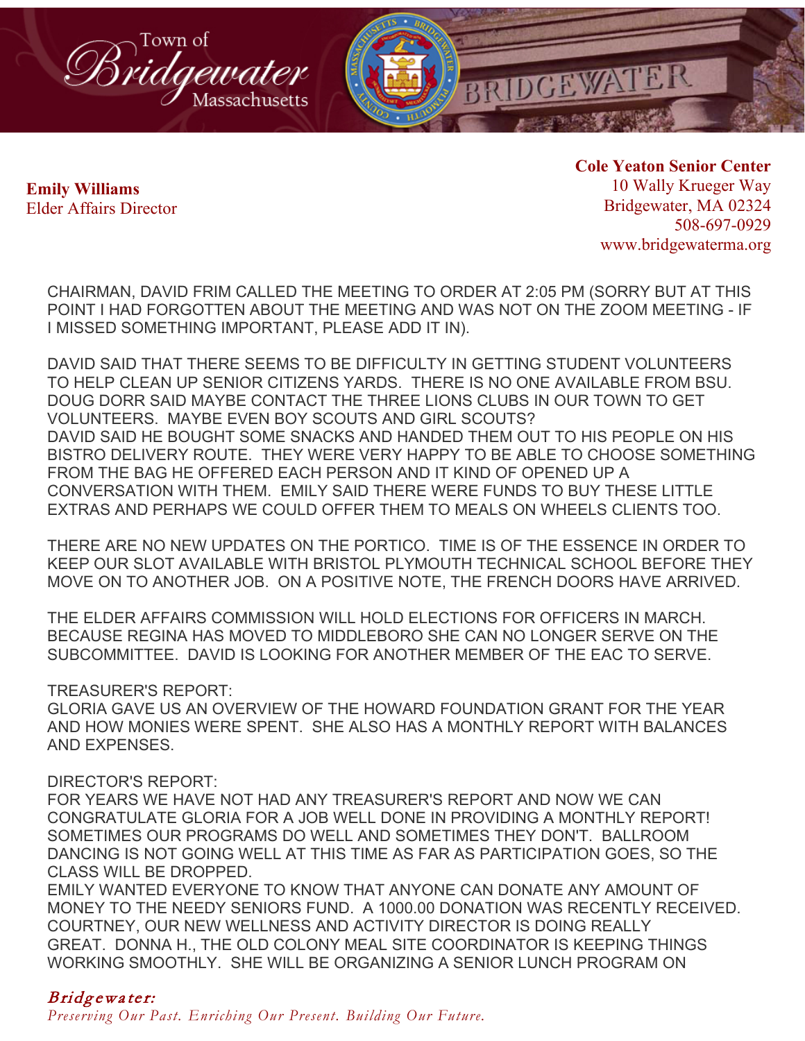**Emily Williams**
Elder Affairs Director

**Cole Yeaton Senior Center**
10 Wally Krueger Way
Bridgewater, MA 02324
508-697-0929
www.bridgewaterma.org

CHAIRMAN, DAVID FRIM CALLED THE MEETING TO ORDER AT 2:05 PM (SORRY BUT AT THIS POINT I HAD FORGOTTEN ABOUT THE MEETING AND WAS NOT ON THE ZOOM MEETING - IF I MISSED SOMETHING IMPORTANT, PLEASE ADD IT IN).

DAVID SAID THAT THERE SEEMS TO BE DIFFICULTY IN GETTING STUDENT VOLUNTEERS TO HELP CLEAN UP SENIOR CITIZENS YARDS. THERE IS NO ONE AVAILABLE FROM BSU. DOUG DORR SAID MAYBE CONTACT THE THREE LIONS CLUBS IN OUR TOWN TO GET VOLUNTEERS. MAYBE EVEN BOY SCOUTS AND GIRL SCOUTS?
DAVID SAID HE BOUGHT SOME SNACKS AND HANDED THEM OUT TO HIS PEOPLE ON HIS BISTRO DELIVERY ROUTE. THEY WERE VERY HAPPY TO BE ABLE TO CHOOSE SOMETHING FROM THE BAG HE OFFERED EACH PERSON AND IT KIND OF OPENED UP A CONVERSATION WITH THEM. EMILY SAID THERE WERE FUNDS TO BUY THESE LITTLE EXTRAS AND PERHAPS WE COULD OFFER THEM TO MEALS ON WHEELS CLIENTS TOO.

THERE ARE NO NEW UPDATES ON THE PORTICO. TIME IS OF THE ESSENCE IN ORDER TO KEEP OUR SLOT AVAILABLE WITH BRISTOL PLYMOUTH TECHNICAL SCHOOL BEFORE THEY MOVE ON TO ANOTHER JOB. ON A POSITIVE NOTE, THE FRENCH DOORS HAVE ARRIVED.

THE ELDER AFFAIRS COMMISSION WILL HOLD ELECTIONS FOR OFFICERS IN MARCH. BECAUSE REGINA HAS MOVED TO MIDDLEBORO SHE CAN NO LONGER SERVE ON THE SUBCOMMITTEE. DAVID IS LOOKING FOR ANOTHER MEMBER OF THE EAC TO SERVE.

TREASURER'S REPORT:
GLORIA GAVE US AN OVERVIEW OF THE HOWARD FOUNDATION GRANT FOR THE YEAR AND HOW MONIES WERE SPENT. SHE ALSO HAS A MONTHLY REPORT WITH BALANCES AND EXPENSES.

DIRECTOR'S REPORT:
FOR YEARS WE HAVE NOT HAD ANY TREASURER'S REPORT AND NOW WE CAN CONGRATULATE GLORIA FOR A JOB WELL DONE IN PROVIDING A MONTHLY REPORT! SOMETIMES OUR PROGRAMS DO WELL AND SOMETIMES THEY DON'T. BALLROOM DANCING IS NOT GOING WELL AT THIS TIME AS FAR AS PARTICIPATION GOES, SO THE CLASS WILL BE DROPPED.
EMILY WANTED EVERYONE TO KNOW THAT ANYONE CAN DONATE ANY AMOUNT OF MONEY TO THE NEEDY SENIORS FUND. A 1000.00 DONATION WAS RECENTLY RECEIVED. COURTNEY, OUR NEW WELLNESS AND ACTIVITY DIRECTOR IS DOING REALLY GREAT. DONNA H., THE OLD COLONY MEAL SITE COORDINATOR IS KEEPING THINGS WORKING SMOOTHLY. SHE WILL BE ORGANIZING A SENIOR LUNCH PROGRAM ON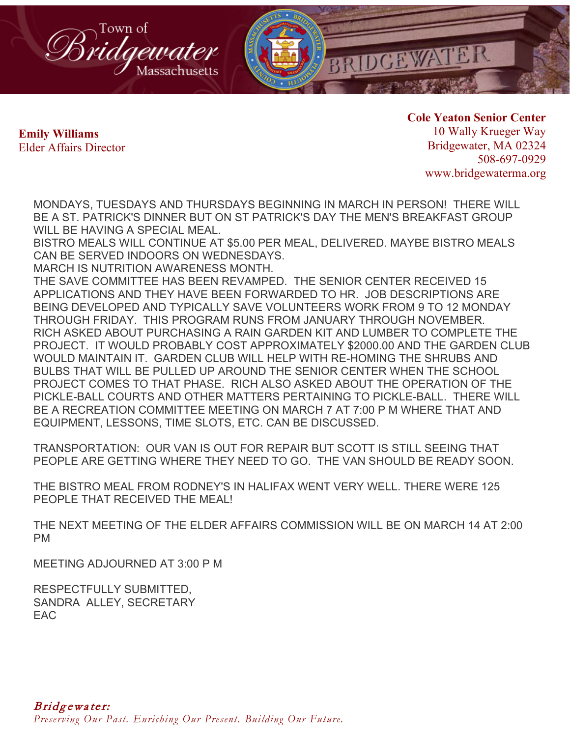**Emily Williams**
Elder Affairs Director

**Cole Yeaton Senior Center**
10 Wally Krueger Way
Bridgewater, MA 02324
508-697-0929
www.bridgewaterma.org

MONDAYS, TUESDAYS AND THURSDAYS BEGINNING IN MARCH IN PERSON! THERE WILL BE A ST. PATRICK'S DINNER BUT ON ST PATRICK'S DAY THE MEN'S BREAKFAST GROUP WILL BE HAVING A SPECIAL MEAL.
BISTRO MEALS WILL CONTINUE AT $5.00 PER MEAL, DELIVERED. MAYBE BISTRO MEALS CAN BE SERVED INDOORS ON WEDNESDAYS.
MARCH IS NUTRITION AWARENESS MONTH.
THE SAVE COMMITTEE HAS BEEN REVAMPED. THE SENIOR CENTER RECEIVED 15 APPLICATIONS AND THEY HAVE BEEN FORWARDED TO HR. JOB DESCRIPTIONS ARE BEING DEVELOPED AND TYPICALLY SAVE VOLUNTEERS WORK FROM 9 TO 12 MONDAY THROUGH FRIDAY. THIS PROGRAM RUNS FROM JANUARY THROUGH NOVEMBER.
RICH ASKED ABOUT PURCHASING A RAIN GARDEN KIT AND LUMBER TO COMPLETE THE PROJECT. IT WOULD PROBABLY COST APPROXIMATELY $2000.00 AND THE GARDEN CLUB WOULD MAINTAIN IT. GARDEN CLUB WILL HELP WITH RE-HOMING THE SHRUBS AND BULBS THAT WILL BE PULLED UP AROUND THE SENIOR CENTER WHEN THE SCHOOL PROJECT COMES TO THAT PHASE. RICH ALSO ASKED ABOUT THE OPERATION OF THE PICKLE-BALL COURTS AND OTHER MATTERS PERTAINING TO PICKLE-BALL. THERE WILL BE A RECREATION COMMITTEE MEETING ON MARCH 7 AT 7:00 P M WHERE THAT AND EQUIPMENT, LESSONS, TIME SLOTS, ETC. CAN BE DISCUSSED.

TRANSPORTATION: OUR VAN IS OUT FOR REPAIR BUT SCOTT IS STILL SEEING THAT PEOPLE ARE GETTING WHERE THEY NEED TO GO. THE VAN SHOULD BE READY SOON.

THE BISTRO MEAL FROM RODNEY'S IN HALIFAX WENT VERY WELL. THERE WERE 125 PEOPLE THAT RECEIVED THE MEAL!

THE NEXT MEETING OF THE ELDER AFFAIRS COMMISSION WILL BE ON MARCH 14 AT 2:00 PM

MEETING ADJOURNED AT 3:00 P M

RESPECTFULLY SUBMITTED,
SANDRA ALLEY, SECRETARY
EAC